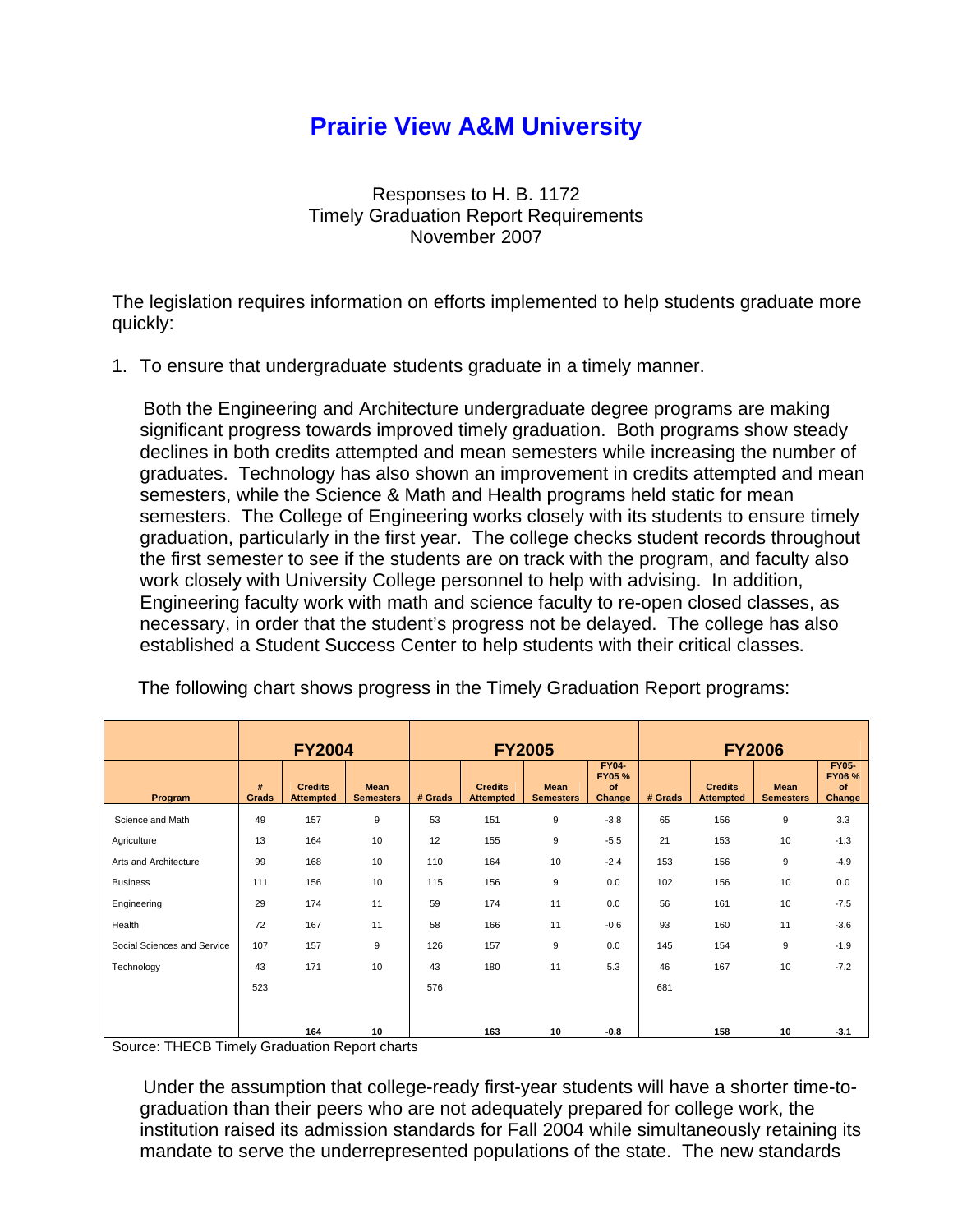# Prairie View A&M University

Responses to H. B. 1172
Timely Graduation Report Requirements
November 2007

The legislation requires information on efforts implemented to help students graduate more quickly:

1. To ensure that undergraduate students graduate in a timely manner.

   Both the Engineering and Architecture undergraduate degree programs are making significant progress towards improved timely graduation. Both programs show steady declines in both credits attempted and mean semesters while increasing the number of graduates. Technology has also shown an improvement in credits attempted and mean semesters, while the Science & Math and Health programs held static for mean semesters. The College of Engineering works closely with its students to ensure timely graduation, particularly in the first year. The college checks student records throughout the first semester to see if the students are on track with the program, and faculty also work closely with University College personnel to help with advising. In addition, Engineering faculty work with math and science faculty to re-open closed classes, as necessary, in order that the student's progress not be delayed. The college has also established a Student Success Center to help students with their critical classes.

   The following chart shows progress in the Timely Graduation Report programs:

| | FY2004 | | | FY2005 | | | | FY2006 | | | |
|---|---|---|---|---|---|---|---|---|---|---|---|
| Program | # Grads | Credits Attempted | Mean Semesters | # Grads | Credits Attempted | Mean Semesters | FY04-FY05 % of Change | # Grads | Credits Attempted | Mean Semesters | FY05-FY06 % of Change |
| Science and Math | 49 | 157 | 9 | 53 | 151 | 9 | -3.8 | 65 | 156 | 9 | 3.3 |
| Agriculture | 13 | 164 | 10 | 12 | 155 | 9 | -5.5 | 21 | 153 | 10 | -1.3 |
| Arts and Architecture | 99 | 168 | 10 | 110 | 164 | 10 | -2.4 | 153 | 156 | 9 | -4.9 |
| Business | 111 | 156 | 10 | 115 | 156 | 9 | 0.0 | 102 | 156 | 10 | 0.0 |
| Engineering | 29 | 174 | 11 | 59 | 174 | 11 | 0.0 | 56 | 161 | 10 | -7.5 |
| Health | 72 | 167 | 11 | 58 | 166 | 11 | -0.6 | 93 | 160 | 11 | -3.6 |
| Social Sciences and Service | 107 | 157 | 9 | 126 | 157 | 9 | 0.0 | 145 | 154 | 9 | -1.9 |
| Technology | 43 | 171 | 10 | 43 | 180 | 11 | 5.3 | 46 | 167 | 10 | -7.2 |
| | 523 | | | 576 | | | | 681 | | | |
| | | **164** | **10** | | **163** | **10** | **-0.8** | | **158** | **10** | **-3.1** |

Source: THECB Timely Graduation Report charts

   Under the assumption that college-ready first-year students will have a shorter time-to-graduation than their peers who are not adequately prepared for college work, the institution raised its admission standards for Fall 2004 while simultaneously retaining its mandate to serve the underrepresented populations of the state. The new standards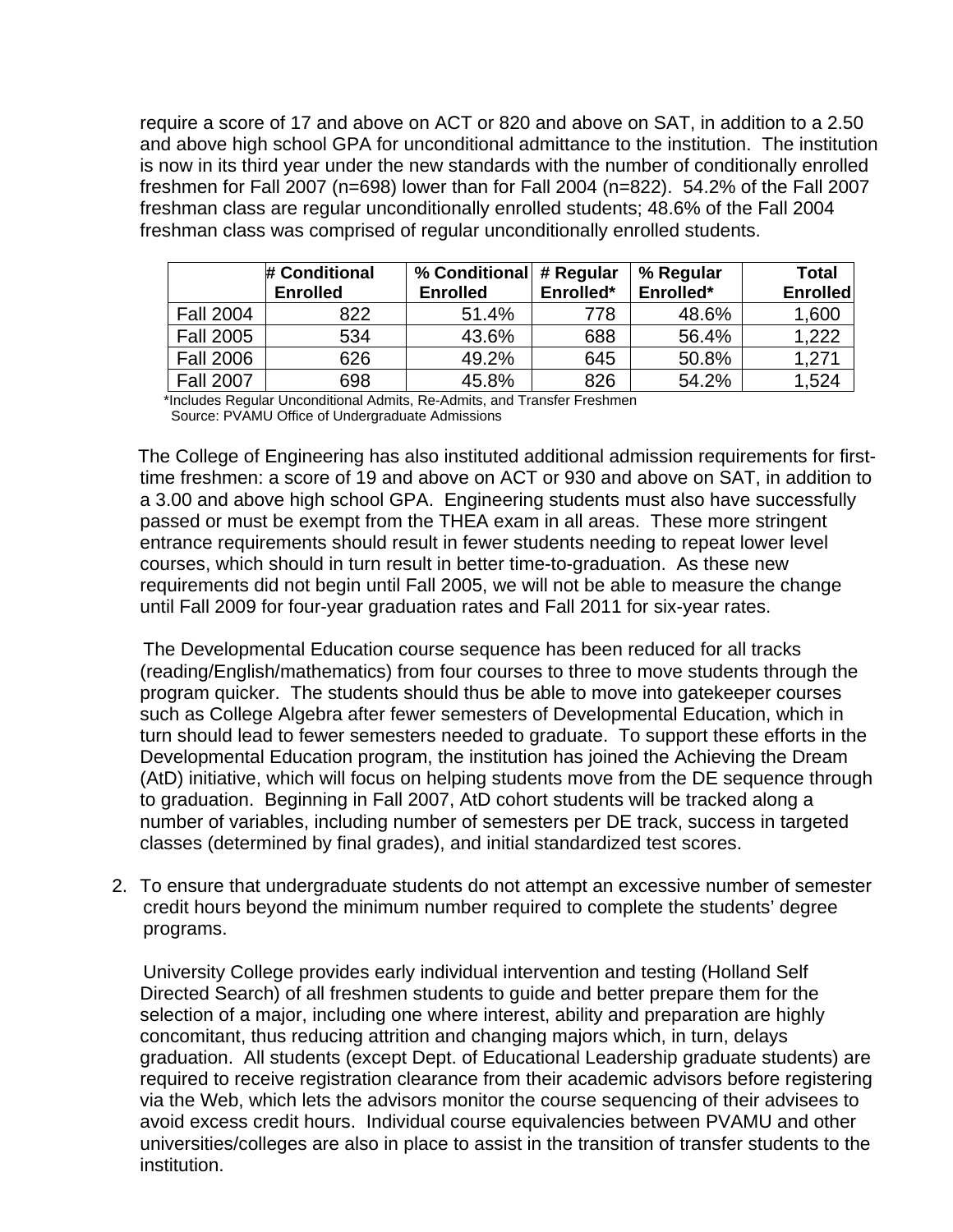require a score of 17 and above on ACT or 820 and above on SAT, in addition to a 2.50 and above high school GPA for unconditional admittance to the institution. The institution is now in its third year under the new standards with the number of conditionally enrolled freshmen for Fall 2007 (n=698) lower than for Fall 2004 (n=822). 54.2% of the Fall 2007 freshman class are regular unconditionally enrolled students; 48.6% of the Fall 2004 freshman class was comprised of regular unconditionally enrolled students.

| | # Conditional Enrolled | % Conditional Enrolled | # Regular Enrolled* | % Regular Enrolled* | Total Enrolled |
|---|---|---|---|---|---|
| Fall 2004 | 822 | 51.4% | 778 | 48.6% | 1,600 |
| Fall 2005 | 534 | 43.6% | 688 | 56.4% | 1,222 |
| Fall 2006 | 626 | 49.2% | 645 | 50.8% | 1,271 |
| Fall 2007 | 698 | 45.8% | 826 | 54.2% | 1,524 |

*Includes Regular Unconditional Admits, Re-Admits, and Transfer Freshmen
Source: PVAMU Office of Undergraduate Admissions

The College of Engineering has also instituted additional admission requirements for first-time freshmen: a score of 19 and above on ACT or 930 and above on SAT, in addition to a 3.00 and above high school GPA. Engineering students must also have successfully passed or must be exempt from the THEA exam in all areas. These more stringent entrance requirements should result in fewer students needing to repeat lower level courses, which should in turn result in better time-to-graduation. As these new requirements did not begin until Fall 2005, we will not be able to measure the change until Fall 2009 for four-year graduation rates and Fall 2011 for six-year rates.

The Developmental Education course sequence has been reduced for all tracks (reading/English/mathematics) from four courses to three to move students through the program quicker. The students should thus be able to move into gatekeeper courses such as College Algebra after fewer semesters of Developmental Education, which in turn should lead to fewer semesters needed to graduate. To support these efforts in the Developmental Education program, the institution has joined the Achieving the Dream (AtD) initiative, which will focus on helping students move from the DE sequence through to graduation. Beginning in Fall 2007, AtD cohort students will be tracked along a number of variables, including number of semesters per DE track, success in targeted classes (determined by final grades), and initial standardized test scores.

2. To ensure that undergraduate students do not attempt an excessive number of semester credit hours beyond the minimum number required to complete the students' degree programs.

University College provides early individual intervention and testing (Holland Self Directed Search) of all freshmen students to guide and better prepare them for the selection of a major, including one where interest, ability and preparation are highly concomitant, thus reducing attrition and changing majors which, in turn, delays graduation. All students (except Dept. of Educational Leadership graduate students) are required to receive registration clearance from their academic advisors before registering via the Web, which lets the advisors monitor the course sequencing of their advisees to avoid excess credit hours. Individual course equivalencies between PVAMU and other universities/colleges are also in place to assist in the transition of transfer students to the institution.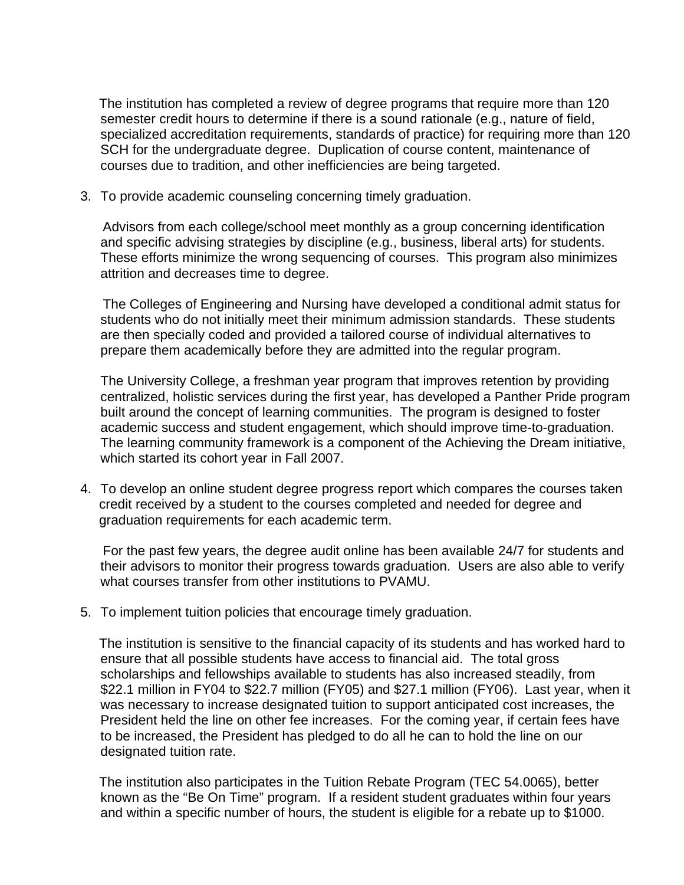The institution has completed a review of degree programs that require more than 120 semester credit hours to determine if there is a sound rationale (e.g., nature of field, specialized accreditation requirements, standards of practice) for requiring more than 120 SCH for the undergraduate degree. Duplication of course content, maintenance of courses due to tradition, and other inefficiencies are being targeted.

3. To provide academic counseling concerning timely graduation.

   Advisors from each college/school meet monthly as a group concerning identification and specific advising strategies by discipline (e.g., business, liberal arts) for students. These efforts minimize the wrong sequencing of courses. This program also minimizes attrition and decreases time to degree.

   The Colleges of Engineering and Nursing have developed a conditional admit status for students who do not initially meet their minimum admission standards. These students are then specially coded and provided a tailored course of individual alternatives to prepare them academically before they are admitted into the regular program.

   The University College, a freshman year program that improves retention by providing centralized, holistic services during the first year, has developed a Panther Pride program built around the concept of learning communities. The program is designed to foster academic success and student engagement, which should improve time-to-graduation. The learning community framework is a component of the Achieving the Dream initiative, which started its cohort year in Fall 2007.

4. To develop an online student degree progress report which compares the courses taken credit received by a student to the courses completed and needed for degree and graduation requirements for each academic term.

   For the past few years, the degree audit online has been available 24/7 for students and their advisors to monitor their progress towards graduation. Users are also able to verify what courses transfer from other institutions to PVAMU.

5. To implement tuition policies that encourage timely graduation.

   The institution is sensitive to the financial capacity of its students and has worked hard to ensure that all possible students have access to financial aid. The total gross scholarships and fellowships available to students has also increased steadily, from $22.1 million in FY04 to $22.7 million (FY05) and $27.1 million (FY06). Last year, when it was necessary to increase designated tuition to support anticipated cost increases, the President held the line on other fee increases. For the coming year, if certain fees have to be increased, the President has pledged to do all he can to hold the line on our designated tuition rate.

   The institution also participates in the Tuition Rebate Program (TEC 54.0065), better known as the "Be On Time" program. If a resident student graduates within four years and within a specific number of hours, the student is eligible for a rebate up to $1000.